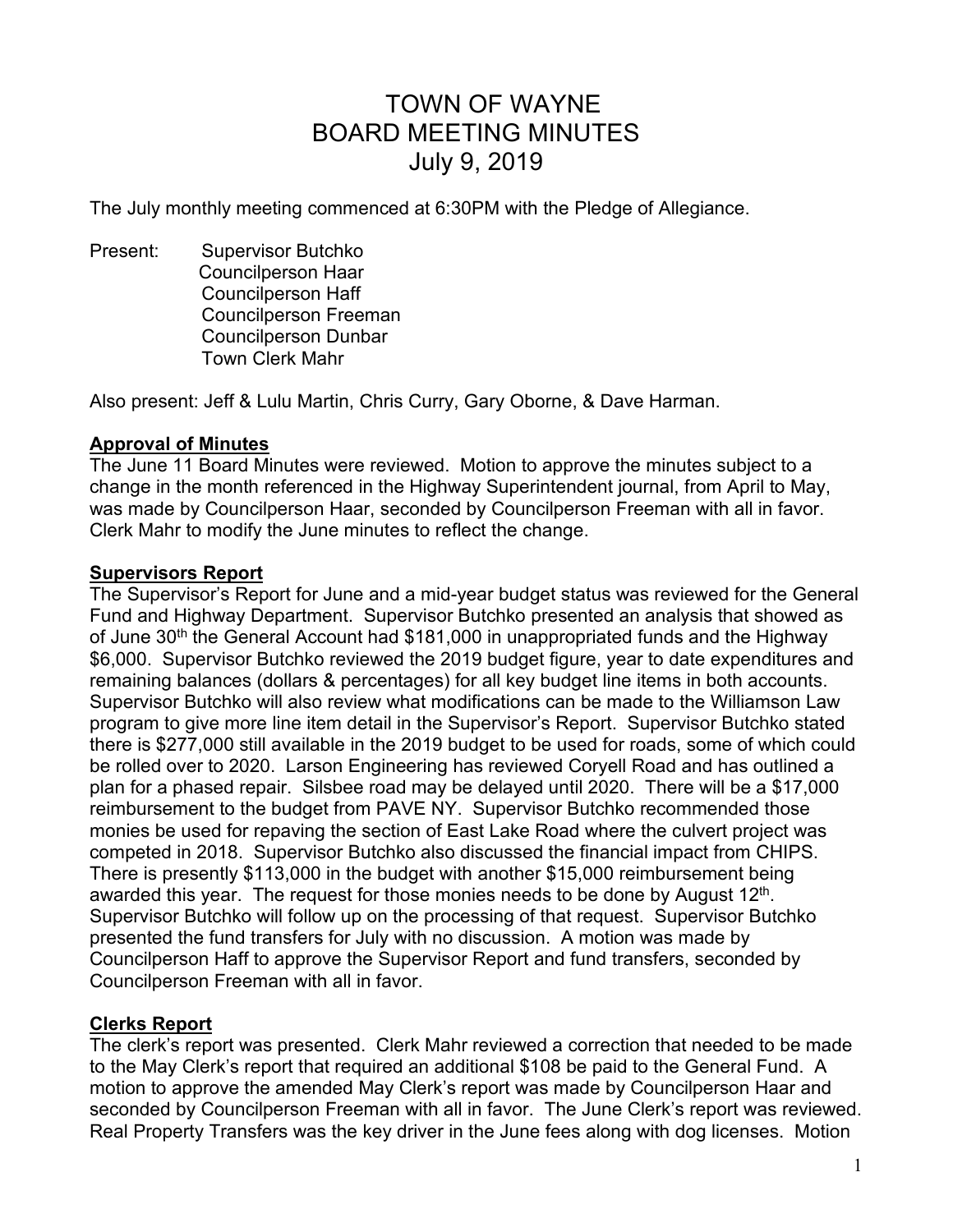# TOWN OF WAYNE
# BOARD MEETING MINUTES
# July 9, 2019

The July monthly meeting commenced at 6:30PM with the Pledge of Allegiance.

Present: Supervisor Butchko
Councilperson Haar
Councilperson Haff
Councilperson Freeman
Councilperson Dunbar
Town Clerk Mahr

Also present: Jeff & Lulu Martin, Chris Curry, Gary Oborne, & Dave Harman.

**Approval of Minutes**

The June 11 Board Minutes were reviewed. Motion to approve the minutes subject to a change in the month referenced in the Highway Superintendent journal, from April to May, was made by Councilperson Haar, seconded by Councilperson Freeman with all in favor. Clerk Mahr to modify the June minutes to reflect the change.

**Supervisors Report**

The Supervisor's Report for June and a mid-year budget status was reviewed for the General Fund and Highway Department. Supervisor Butchko presented an analysis that showed as of June 30th the General Account had $181,000 in unappropriated funds and the Highway $6,000. Supervisor Butchko reviewed the 2019 budget figure, year to date expenditures and remaining balances (dollars & percentages) for all key budget line items in both accounts. Supervisor Butchko will also review what modifications can be made to the Williamson Law program to give more line item detail in the Supervisor's Report. Supervisor Butchko stated there is $277,000 still available in the 2019 budget to be used for roads, some of which could be rolled over to 2020. Larson Engineering has reviewed Coryell Road and has outlined a plan for a phased repair. Silsbee road may be delayed until 2020. There will be a $17,000 reimbursement to the budget from PAVE NY. Supervisor Butchko recommended those monies be used for repaving the section of East Lake Road where the culvert project was competed in 2018. Supervisor Butchko also discussed the financial impact from CHIPS. There is presently $113,000 in the budget with another $15,000 reimbursement being awarded this year. The request for those monies needs to be done by August 12th. Supervisor Butchko will follow up on the processing of that request. Supervisor Butchko presented the fund transfers for July with no discussion. A motion was made by Councilperson Haff to approve the Supervisor Report and fund transfers, seconded by Councilperson Freeman with all in favor.

**Clerks Report**

The clerk's report was presented. Clerk Mahr reviewed a correction that needed to be made to the May Clerk's report that required an additional $108 be paid to the General Fund. A motion to approve the amended May Clerk's report was made by Councilperson Haar and seconded by Councilperson Freeman with all in favor. The June Clerk's report was reviewed. Real Property Transfers was the key driver in the June fees along with dog licenses. Motion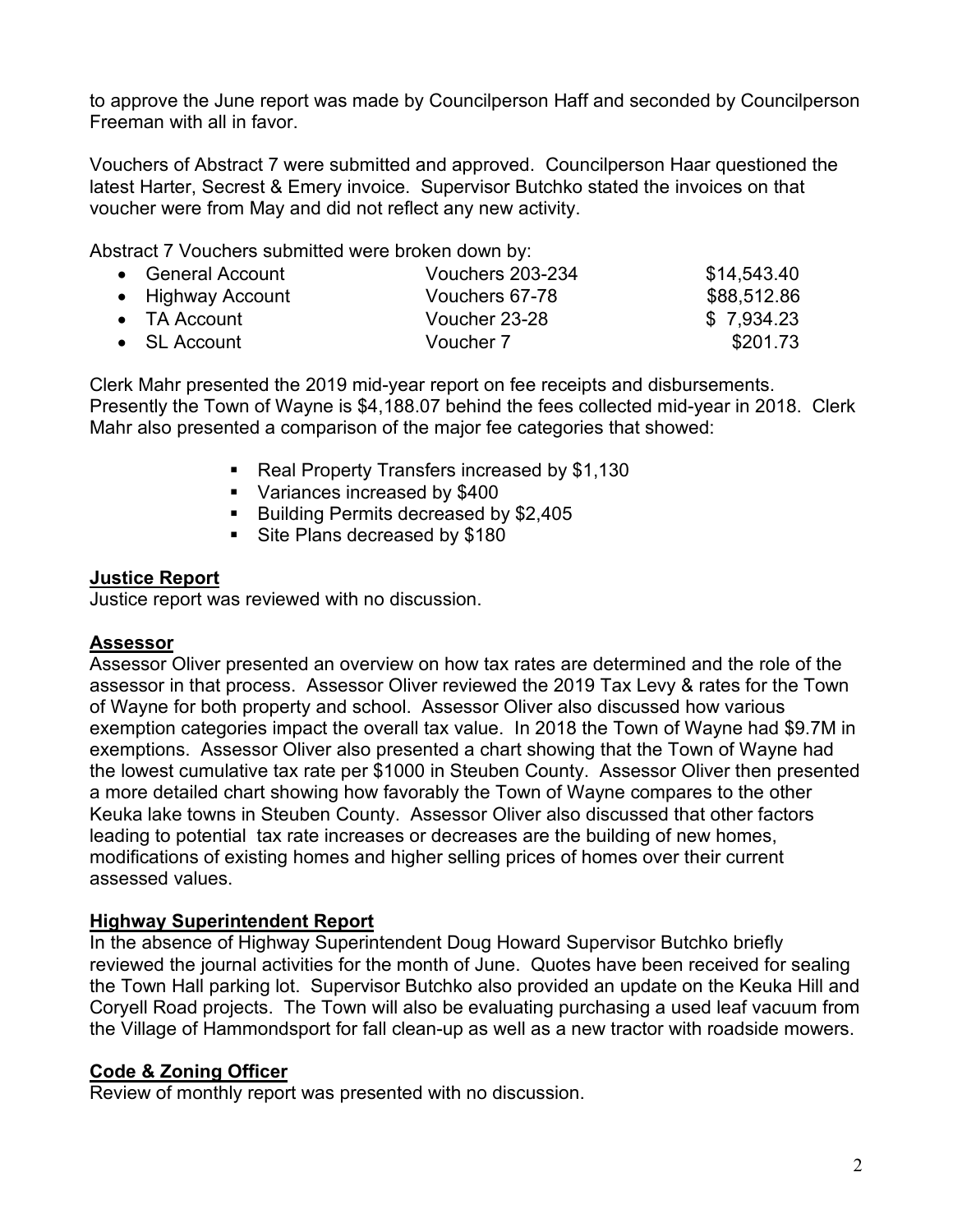to approve the June report was made by Councilperson Haff and seconded by Councilperson Freeman with all in favor.

Vouchers of Abstract 7 were submitted and approved. Councilperson Haar questioned the latest Harter, Secrest & Emery invoice. Supervisor Butchko stated the invoices on that voucher were from May and did not reflect any new activity.

Abstract 7 Vouchers submitted were broken down by:

| Account | Vouchers | Amount |
|---|---|---|
| General Account | Vouchers 203-234 | $14,543.40 |
| Highway Account | Vouchers 67-78 | $88,512.86 |
| TA Account | Voucher 23-28 | $ 7,934.23 |
| SL Account | Voucher 7 | $201.73 |

Clerk Mahr presented the 2019 mid-year report on fee receipts and disbursements. Presently the Town of Wayne is $4,188.07 behind the fees collected mid-year in 2018. Clerk Mahr also presented a comparison of the major fee categories that showed:

- Real Property Transfers increased by $1,130
- Variances increased by $400
- Building Permits decreased by $2,405
- Site Plans decreased by $180

## Justice Report

Justice report was reviewed with no discussion.

## Assessor

Assessor Oliver presented an overview on how tax rates are determined and the role of the assessor in that process. Assessor Oliver reviewed the 2019 Tax Levy & rates for the Town of Wayne for both property and school. Assessor Oliver also discussed how various exemption categories impact the overall tax value. In 2018 the Town of Wayne had $9.7M in exemptions. Assessor Oliver also presented a chart showing that the Town of Wayne had the lowest cumulative tax rate per $1000 in Steuben County. Assessor Oliver then presented a more detailed chart showing how favorably the Town of Wayne compares to the other Keuka lake towns in Steuben County. Assessor Oliver also discussed that other factors leading to potential tax rate increases or decreases are the building of new homes, modifications of existing homes and higher selling prices of homes over their current assessed values.

## Highway Superintendent Report

In the absence of Highway Superintendent Doug Howard Supervisor Butchko briefly reviewed the journal activities for the month of June. Quotes have been received for sealing the Town Hall parking lot. Supervisor Butchko also provided an update on the Keuka Hill and Coryell Road projects. The Town will also be evaluating purchasing a used leaf vacuum from the Village of Hammondsport for fall clean-up as well as a new tractor with roadside mowers.

## Code & Zoning Officer

Review of monthly report was presented with no discussion.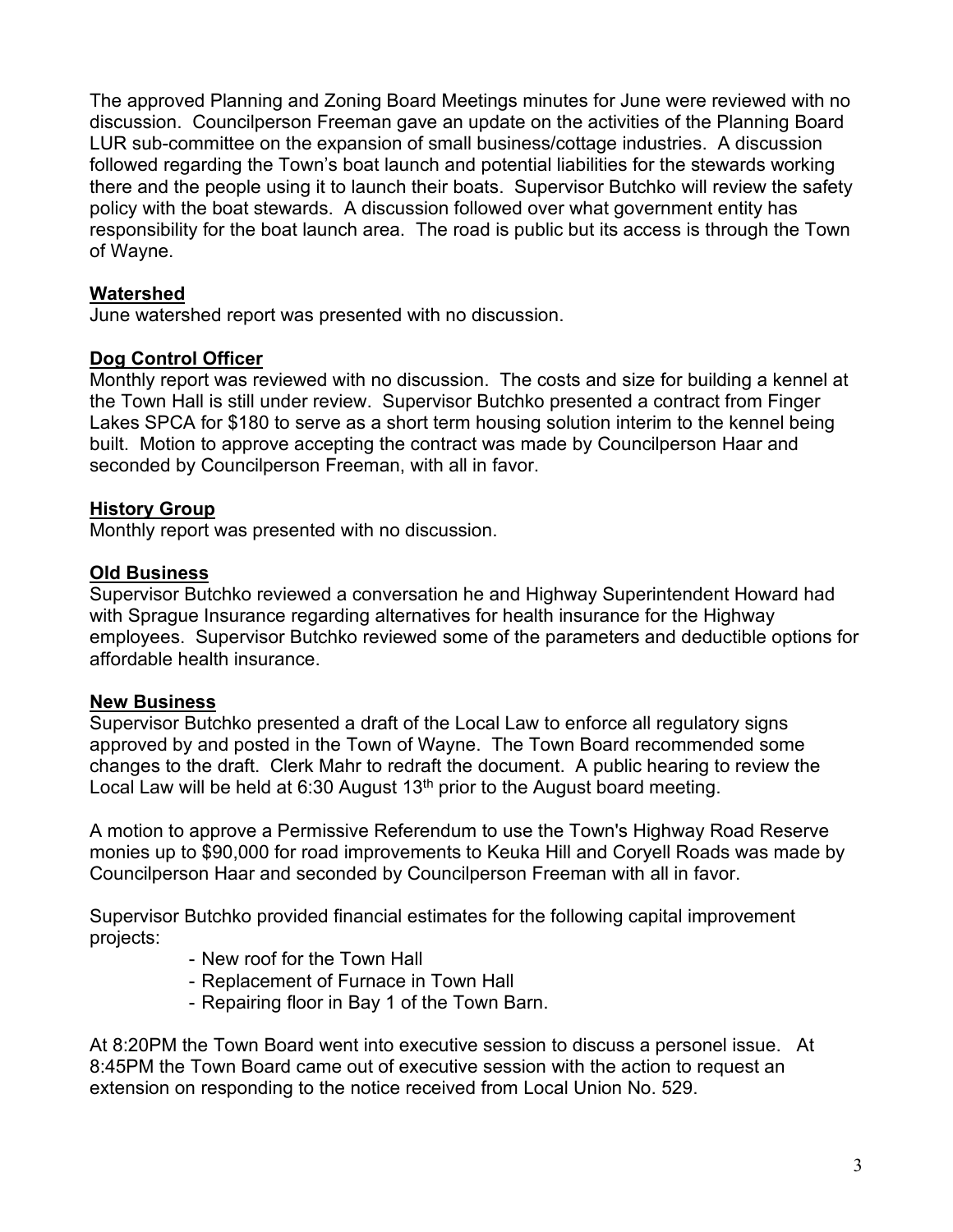The approved Planning and Zoning Board Meetings minutes for June were reviewed with no discussion. Councilperson Freeman gave an update on the activities of the Planning Board LUR sub-committee on the expansion of small business/cottage industries. A discussion followed regarding the Town's boat launch and potential liabilities for the stewards working there and the people using it to launch their boats. Supervisor Butchko will review the safety policy with the boat stewards. A discussion followed over what government entity has responsibility for the boat launch area. The road is public but its access is through the Town of Wayne.

**Watershed**

June watershed report was presented with no discussion.

**Dog Control Officer**

Monthly report was reviewed with no discussion. The costs and size for building a kennel at the Town Hall is still under review. Supervisor Butchko presented a contract from Finger Lakes SPCA for $180 to serve as a short term housing solution interim to the kennel being built. Motion to approve accepting the contract was made by Councilperson Haar and seconded by Councilperson Freeman, with all in favor.

**History Group**

Monthly report was presented with no discussion.

**Old Business**

Supervisor Butchko reviewed a conversation he and Highway Superintendent Howard had with Sprague Insurance regarding alternatives for health insurance for the Highway employees. Supervisor Butchko reviewed some of the parameters and deductible options for affordable health insurance.

**New Business**

Supervisor Butchko presented a draft of the Local Law to enforce all regulatory signs approved by and posted in the Town of Wayne. The Town Board recommended some changes to the draft. Clerk Mahr to redraft the document. A public hearing to review the Local Law will be held at 6:30 August 13th prior to the August board meeting.

A motion to approve a Permissive Referendum to use the Town's Highway Road Reserve monies up to $90,000 for road improvements to Keuka Hill and Coryell Roads was made by Councilperson Haar and seconded by Councilperson Freeman with all in favor.

Supervisor Butchko provided financial estimates for the following capital improvement projects:

- New roof for the Town Hall
- Replacement of Furnace in Town Hall
- Repairing floor in Bay 1 of the Town Barn.

At 8:20PM the Town Board went into executive session to discuss a personel issue. At 8:45PM the Town Board came out of executive session with the action to request an extension on responding to the notice received from Local Union No. 529.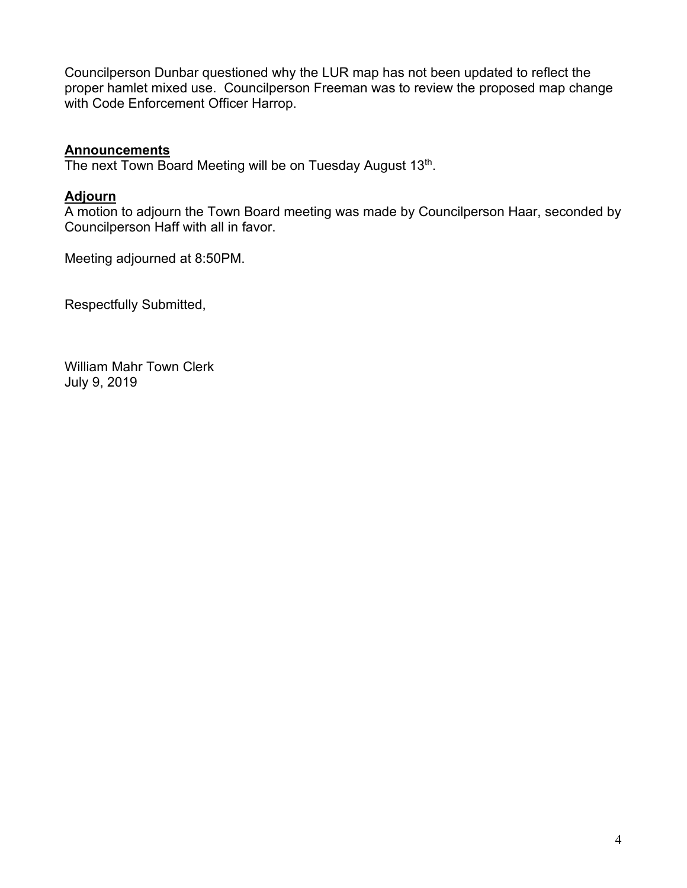Councilperson Dunbar questioned why the LUR map has not been updated to reflect the proper hamlet mixed use. Councilperson Freeman was to review the proposed map change with Code Enforcement Officer Harrop.

## **Announcements**

The next Town Board Meeting will be on Tuesday August 13th.

## **Adjourn**

A motion to adjourn the Town Board meeting was made by Councilperson Haar, seconded by Councilperson Haff with all in favor.

Meeting adjourned at 8:50PM.

Respectfully Submitted,

William Mahr Town Clerk
July 9, 2019